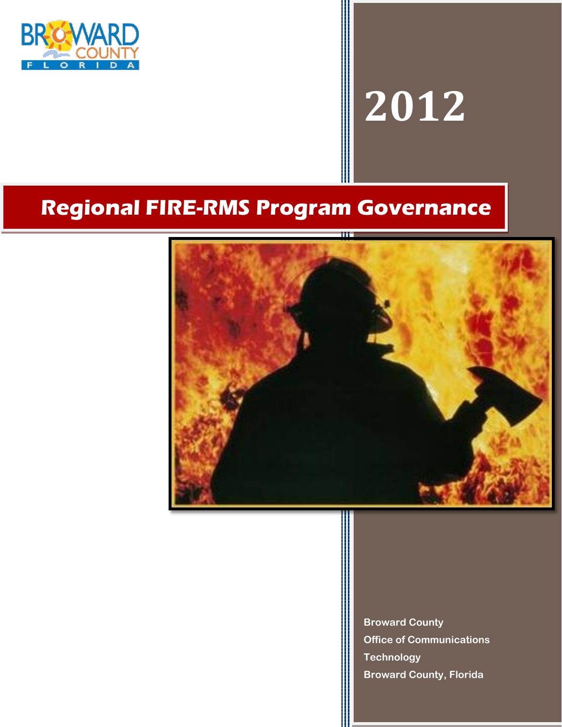BROWARD COUNTY FLORIDA

# 2012

# Regional FIRE-RMS Program Governance

Broward County
Office of Communications Technology
Broward County, Florida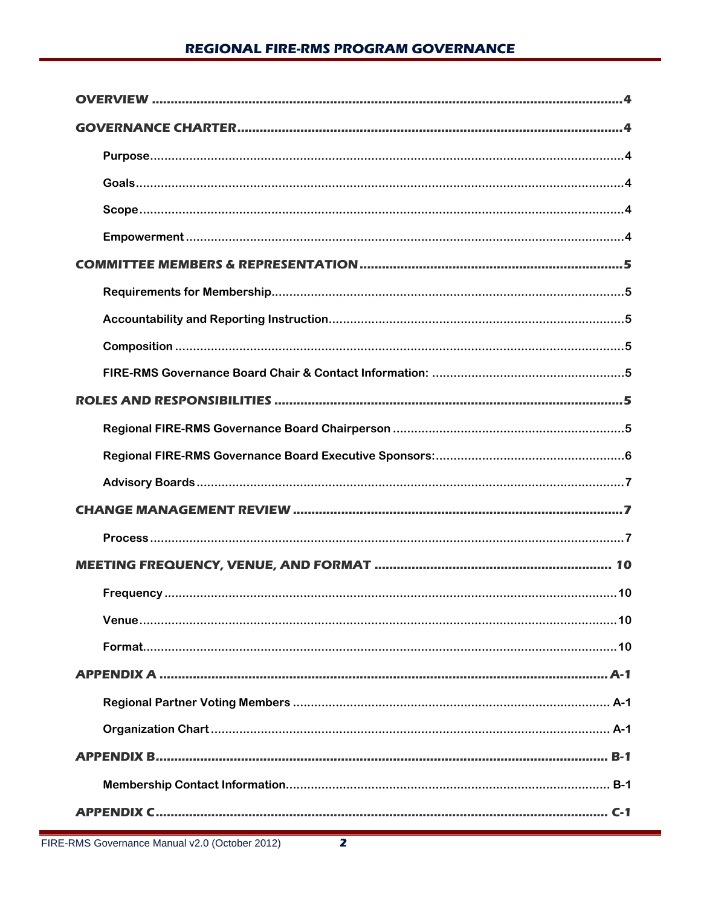OVERVIEW ........................................................................ 4

GOVERNANCE CHARTER ........................................................................ 4

- Purpose ........................................................................ 4
- Goals ........................................................................ 4
- Scope ........................................................................ 4
- Empowerment ........................................................................ 4

COMMITTEE MEMBERS & REPRESENTATION ........................................................................ 5

- Requirements for Membership ........................................................................ 5
- Accountability and Reporting Instruction ........................................................................ 5
- Composition ........................................................................ 5
- FIRE-RMS Governance Board Chair & Contact Information: ........................................................................ 5

ROLES AND RESPONSIBILITIES ........................................................................ 5

- Regional FIRE-RMS Governance Board Chairperson ........................................................................ 5
- Regional FIRE-RMS Governance Board Executive Sponsors: ........................................................................ 6
- Advisory Boards ........................................................................ 7

CHANGE MANAGEMENT REVIEW ........................................................................ 7

- Process ........................................................................ 7

MEETING FREQUENCY, VENUE, AND FORMAT ........................................................................ 10

- Frequency ........................................................................ 10
- Venue ........................................................................ 10
- Format ........................................................................ 10

APPENDIX A ........................................................................ A-1

- Regional Partner Voting Members ........................................................................ A-1
- Organization Chart ........................................................................ A-1

APPENDIX B ........................................................................ B-1

- Membership Contact Information ........................................................................ B-1

APPENDIX C ........................................................................ C-1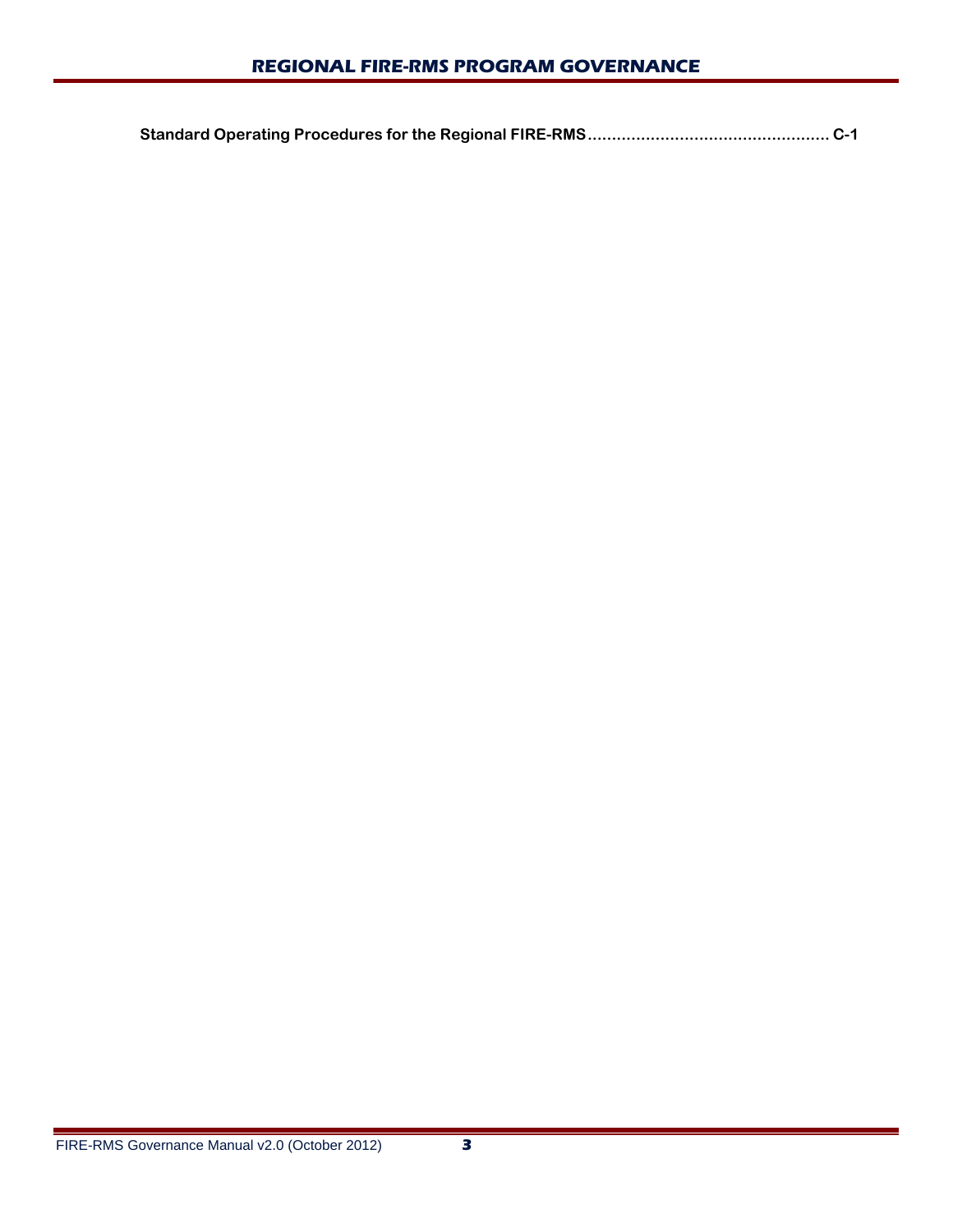**Standard Operating Procedures for the Regional FIRE-RMS ................................................ C-1**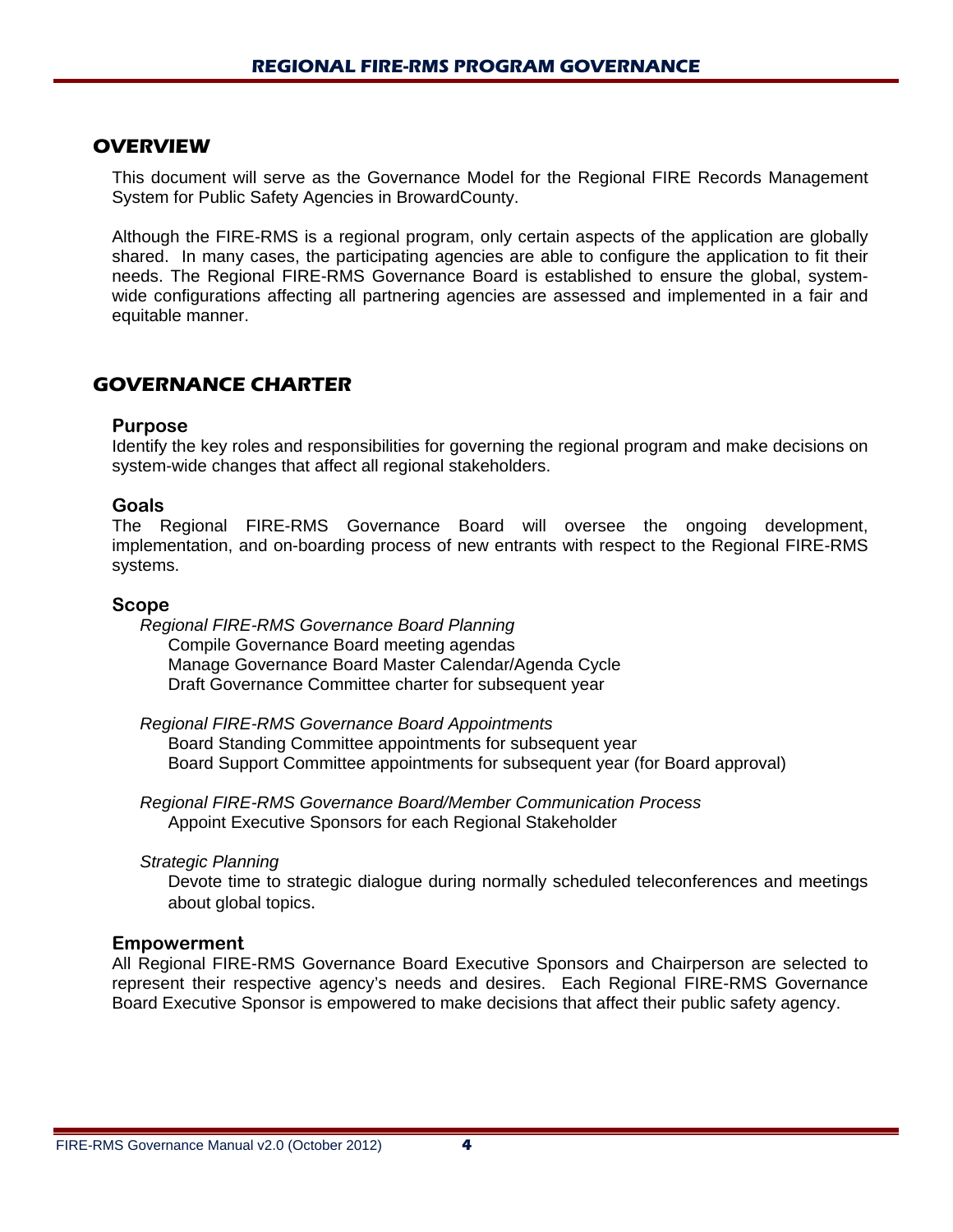## OVERVIEW

This document will serve as the Governance Model for the Regional FIRE Records Management System for Public Safety Agencies in BrowardCounty.

Although the FIRE-RMS is a regional program, only certain aspects of the application are globally shared. In many cases, the participating agencies are able to configure the application to fit their needs. The Regional FIRE-RMS Governance Board is established to ensure the global, system-wide configurations affecting all partnering agencies are assessed and implemented in a fair and equitable manner.

## GOVERNANCE CHARTER

### Purpose

Identify the key roles and responsibilities for governing the regional program and make decisions on system-wide changes that affect all regional stakeholders.

### Goals

The Regional FIRE-RMS Governance Board will oversee the ongoing development, implementation, and on-boarding process of new entrants with respect to the Regional FIRE-RMS systems.

### Scope

*Regional FIRE-RMS Governance Board Planning*

- Compile Governance Board meeting agendas
- Manage Governance Board Master Calendar/Agenda Cycle
- Draft Governance Committee charter for subsequent year

*Regional FIRE-RMS Governance Board Appointments*

- Board Standing Committee appointments for subsequent year
- Board Support Committee appointments for subsequent year (for Board approval)

*Regional FIRE-RMS Governance Board/Member Communication Process*

- Appoint Executive Sponsors for each Regional Stakeholder

*Strategic Planning*

- Devote time to strategic dialogue during normally scheduled teleconferences and meetings about global topics.

### Empowerment

All Regional FIRE-RMS Governance Board Executive Sponsors and Chairperson are selected to represent their respective agency's needs and desires. Each Regional FIRE-RMS Governance Board Executive Sponsor is empowered to make decisions that affect their public safety agency.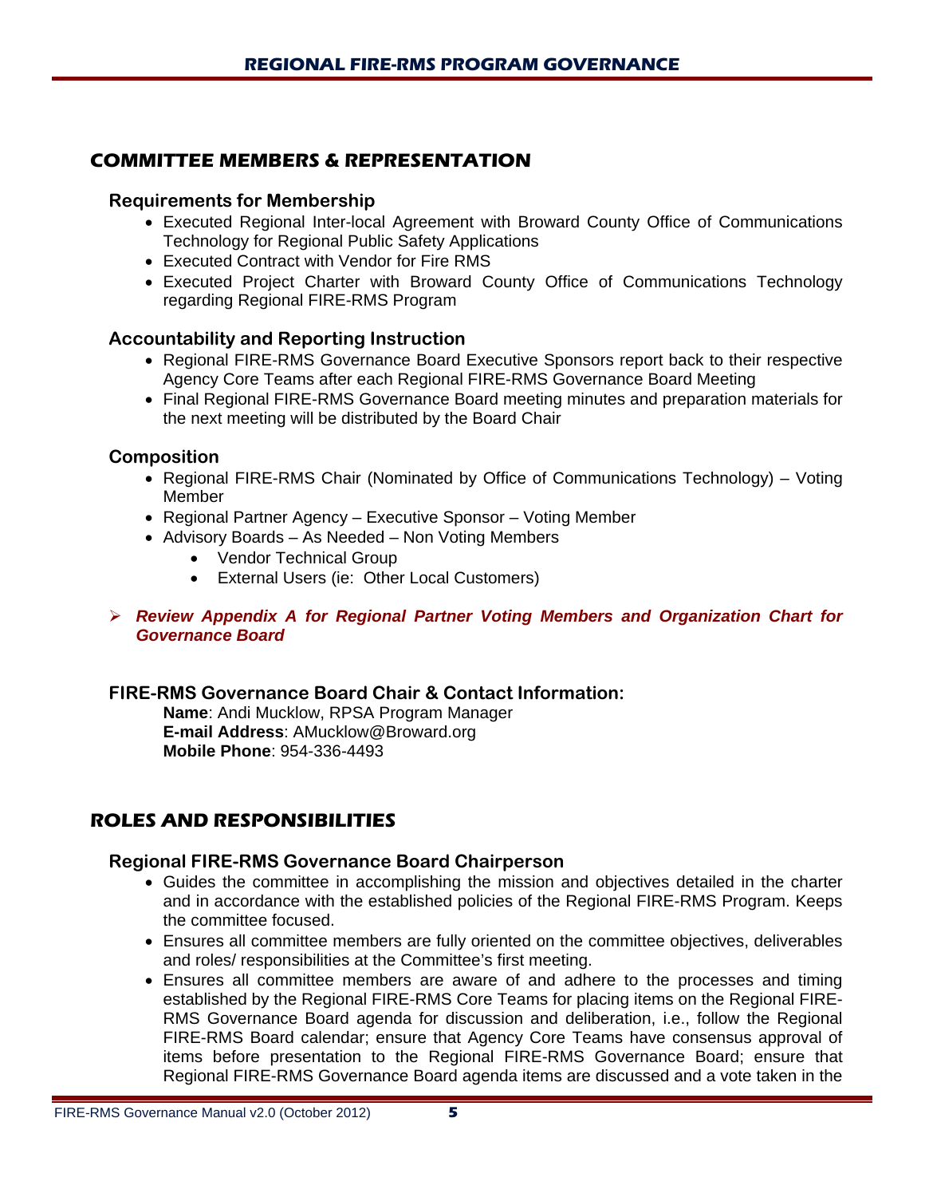## COMMITTEE MEMBERS & REPRESENTATION

### Requirements for Membership

- Executed Regional Inter-local Agreement with Broward County Office of Communications Technology for Regional Public Safety Applications
- Executed Contract with Vendor for Fire RMS
- Executed Project Charter with Broward County Office of Communications Technology regarding Regional FIRE-RMS Program

### Accountability and Reporting Instruction

- Regional FIRE-RMS Governance Board Executive Sponsors report back to their respective Agency Core Teams after each Regional FIRE-RMS Governance Board Meeting
- Final Regional FIRE-RMS Governance Board meeting minutes and preparation materials for the next meeting will be distributed by the Board Chair

### Composition

- Regional FIRE-RMS Chair (Nominated by Office of Communications Technology) – Voting Member
- Regional Partner Agency – Executive Sponsor – Voting Member
- Advisory Boards – As Needed – Non Voting Members
  - Vendor Technical Group
  - External Users (ie: Other Local Customers)

- ***Review Appendix A for Regional Partner Voting Members and Organization Chart for Governance Board***

### FIRE-RMS Governance Board Chair & Contact Information:

**Name**: Andi Mucklow, RPSA Program Manager
**E-mail Address**: AMucklow@Broward.org
**Mobile Phone**: 954-336-4493

## ROLES AND RESPONSIBILITIES

### Regional FIRE-RMS Governance Board Chairperson

- Guides the committee in accomplishing the mission and objectives detailed in the charter and in accordance with the established policies of the Regional FIRE-RMS Program. Keeps the committee focused.
- Ensures all committee members are fully oriented on the committee objectives, deliverables and roles/ responsibilities at the Committee's first meeting.
- Ensures all committee members are aware of and adhere to the processes and timing established by the Regional FIRE-RMS Core Teams for placing items on the Regional FIRE-RMS Governance Board agenda for discussion and deliberation, i.e., follow the Regional FIRE-RMS Board calendar; ensure that Agency Core Teams have consensus approval of items before presentation to the Regional FIRE-RMS Governance Board; ensure that Regional FIRE-RMS Governance Board agenda items are discussed and a vote taken in the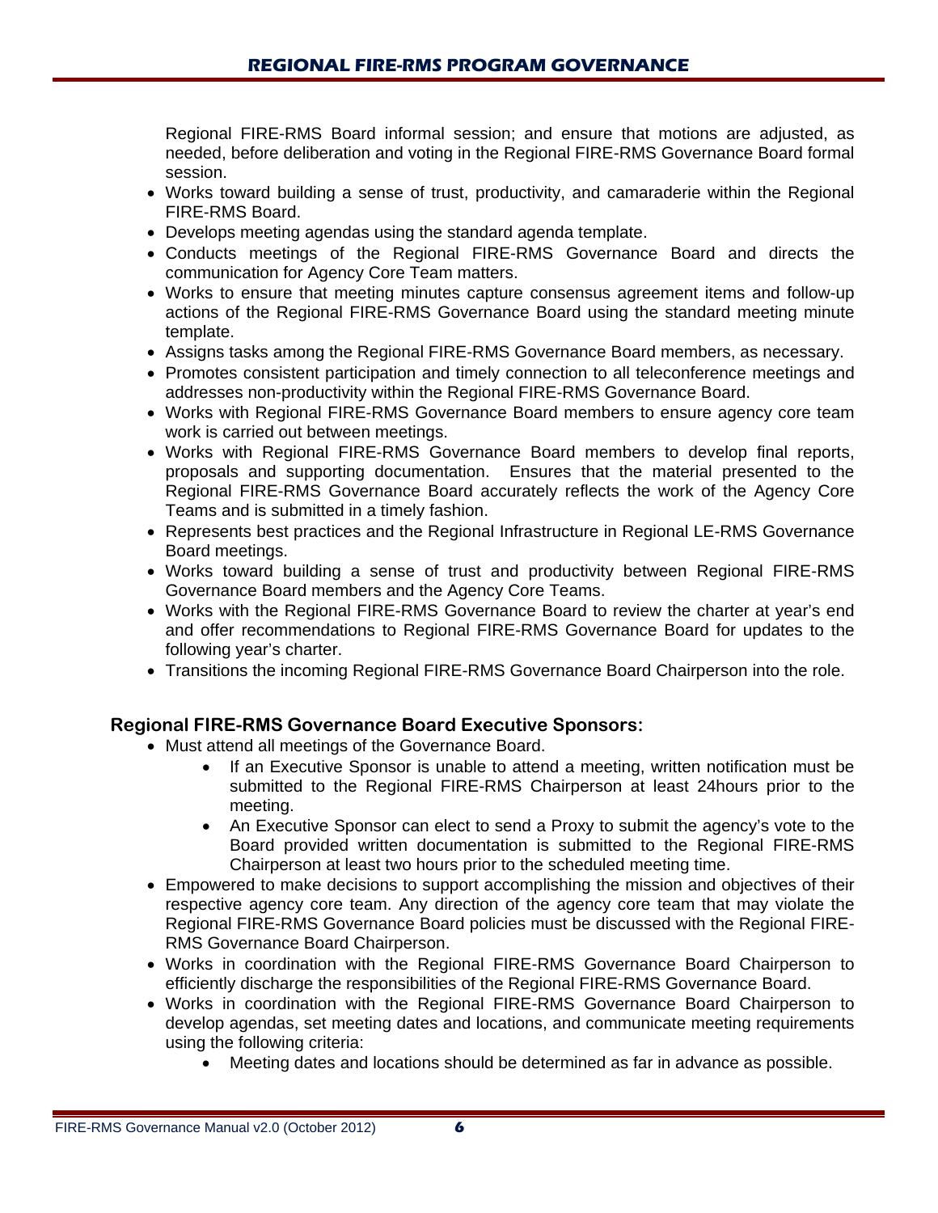Regional FIRE-RMS Board informal session; and ensure that motions are adjusted, as needed, before deliberation and voting in the Regional FIRE-RMS Governance Board formal session.

- Works toward building a sense of trust, productivity, and camaraderie within the Regional FIRE-RMS Board.
- Develops meeting agendas using the standard agenda template.
- Conducts meetings of the Regional FIRE-RMS Governance Board and directs the communication for Agency Core Team matters.
- Works to ensure that meeting minutes capture consensus agreement items and follow-up actions of the Regional FIRE-RMS Governance Board using the standard meeting minute template.
- Assigns tasks among the Regional FIRE-RMS Governance Board members, as necessary.
- Promotes consistent participation and timely connection to all teleconference meetings and addresses non-productivity within the Regional FIRE-RMS Governance Board.
- Works with Regional FIRE-RMS Governance Board members to ensure agency core team work is carried out between meetings.
- Works with Regional FIRE-RMS Governance Board members to develop final reports, proposals and supporting documentation. Ensures that the material presented to the Regional FIRE-RMS Governance Board accurately reflects the work of the Agency Core Teams and is submitted in a timely fashion.
- Represents best practices and the Regional Infrastructure in Regional LE-RMS Governance Board meetings.
- Works toward building a sense of trust and productivity between Regional FIRE-RMS Governance Board members and the Agency Core Teams.
- Works with the Regional FIRE-RMS Governance Board to review the charter at year's end and offer recommendations to Regional FIRE-RMS Governance Board for updates to the following year's charter.
- Transitions the incoming Regional FIRE-RMS Governance Board Chairperson into the role.

### Regional FIRE-RMS Governance Board Executive Sponsors:

- Must attend all meetings of the Governance Board.
  - If an Executive Sponsor is unable to attend a meeting, written notification must be submitted to the Regional FIRE-RMS Chairperson at least 24hours prior to the meeting.
  - An Executive Sponsor can elect to send a Proxy to submit the agency's vote to the Board provided written documentation is submitted to the Regional FIRE-RMS Chairperson at least two hours prior to the scheduled meeting time.
- Empowered to make decisions to support accomplishing the mission and objectives of their respective agency core team. Any direction of the agency core team that may violate the Regional FIRE-RMS Governance Board policies must be discussed with the Regional FIRE-RMS Governance Board Chairperson.
- Works in coordination with the Regional FIRE-RMS Governance Board Chairperson to efficiently discharge the responsibilities of the Regional FIRE-RMS Governance Board.
- Works in coordination with the Regional FIRE-RMS Governance Board Chairperson to develop agendas, set meeting dates and locations, and communicate meeting requirements using the following criteria:
  - Meeting dates and locations should be determined as far in advance as possible.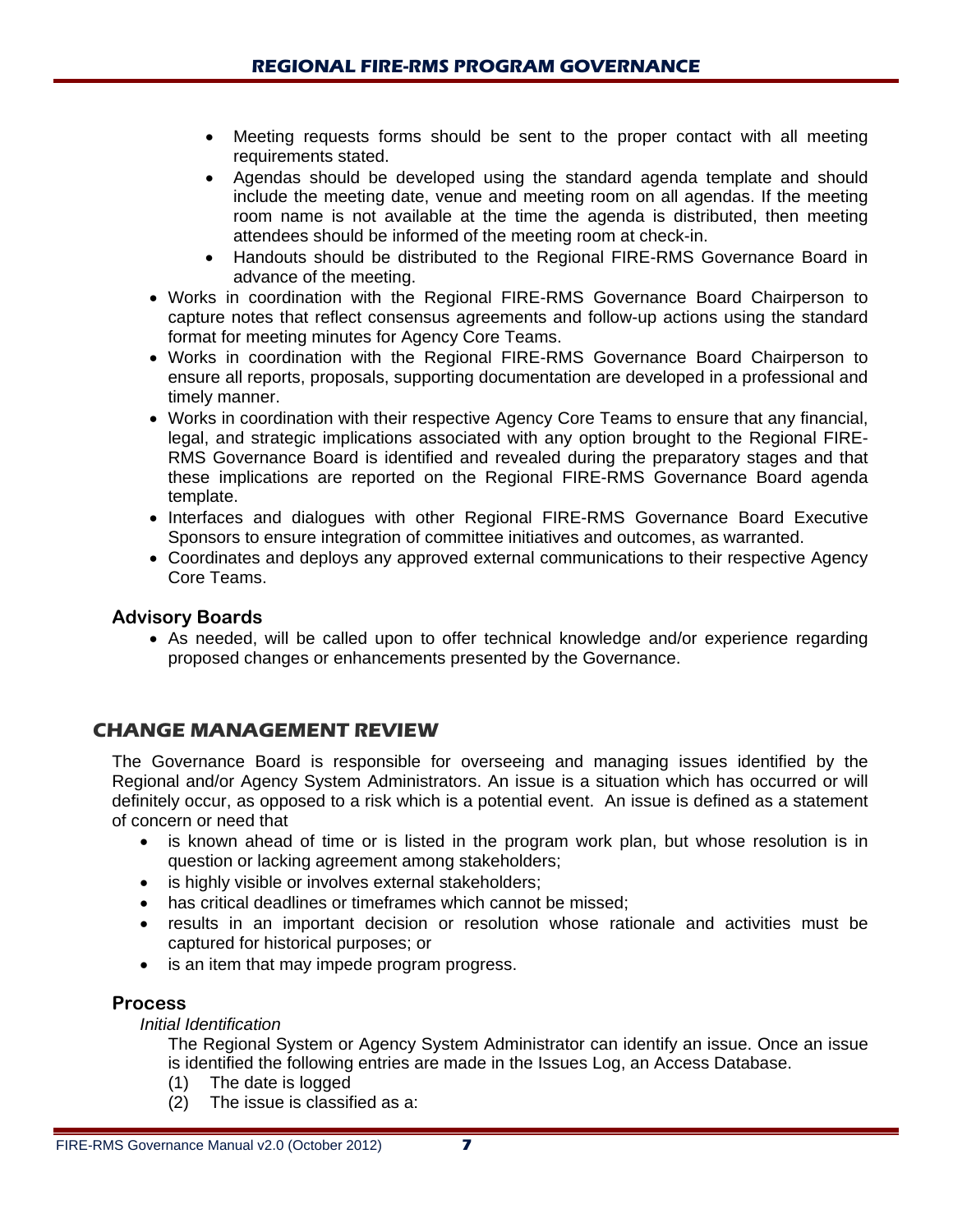- Meeting requests forms should be sent to the proper contact with all meeting requirements stated.
    - Agendas should be developed using the standard agenda template and should include the meeting date, venue and meeting room on all agendas. If the meeting room name is not available at the time the agenda is distributed, then meeting attendees should be informed of the meeting room at check-in.
    - Handouts should be distributed to the Regional FIRE-RMS Governance Board in advance of the meeting.
- Works in coordination with the Regional FIRE-RMS Governance Board Chairperson to capture notes that reflect consensus agreements and follow-up actions using the standard format for meeting minutes for Agency Core Teams.
- Works in coordination with the Regional FIRE-RMS Governance Board Chairperson to ensure all reports, proposals, supporting documentation are developed in a professional and timely manner.
- Works in coordination with their respective Agency Core Teams to ensure that any financial, legal, and strategic implications associated with any option brought to the Regional FIRE-RMS Governance Board is identified and revealed during the preparatory stages and that these implications are reported on the Regional FIRE-RMS Governance Board agenda template.
- Interfaces and dialogues with other Regional FIRE-RMS Governance Board Executive Sponsors to ensure integration of committee initiatives and outcomes, as warranted.
- Coordinates and deploys any approved external communications to their respective Agency Core Teams.

### Advisory Boards

- As needed, will be called upon to offer technical knowledge and/or experience regarding proposed changes or enhancements presented by the Governance.

## CHANGE MANAGEMENT REVIEW

The Governance Board is responsible for overseeing and managing issues identified by the Regional and/or Agency System Administrators. An issue is a situation which has occurred or will definitely occur, as opposed to a risk which is a potential event. An issue is defined as a statement of concern or need that

- is known ahead of time or is listed in the program work plan, but whose resolution is in question or lacking agreement among stakeholders;
- is highly visible or involves external stakeholders;
- has critical deadlines or timeframes which cannot be missed;
- results in an important decision or resolution whose rationale and activities must be captured for historical purposes; or
- is an item that may impede program progress.

### Process

*Initial Identification*

The Regional System or Agency System Administrator can identify an issue. Once an issue is identified the following entries are made in the Issues Log, an Access Database.

(1) The date is logged

(2) The issue is classified as a: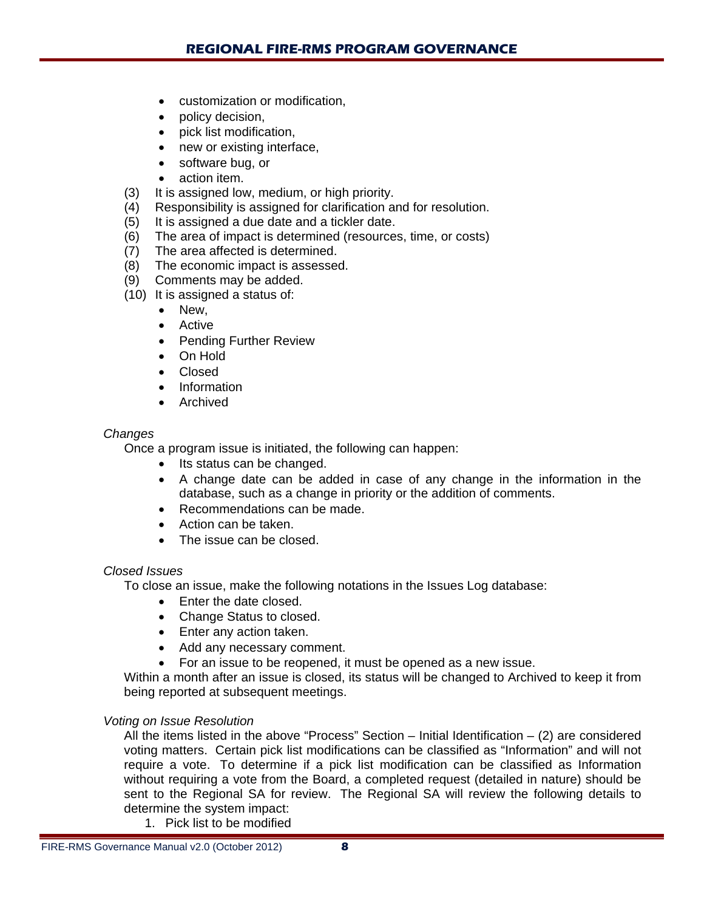- customization or modification,
- policy decision,
- pick list modification,
- new or existing interface,
- software bug, or
- action item.

(3) It is assigned low, medium, or high priority.
(4) Responsibility is assigned for clarification and for resolution.
(5) It is assigned a due date and a tickler date.
(6) The area of impact is determined (resources, time, or costs)
(7) The area affected is determined.
(8) The economic impact is assessed.
(9) Comments may be added.
(10) It is assigned a status of:

- New,
- Active
- Pending Further Review
- On Hold
- Closed
- Information
- Archived

*Changes*

Once a program issue is initiated, the following can happen:

- Its status can be changed.
- A change date can be added in case of any change in the information in the database, such as a change in priority or the addition of comments.
- Recommendations can be made.
- Action can be taken.
- The issue can be closed.

*Closed Issues*

To close an issue, make the following notations in the Issues Log database:

- Enter the date closed.
- Change Status to closed.
- Enter any action taken.
- Add any necessary comment.
- For an issue to be reopened, it must be opened as a new issue.

Within a month after an issue is closed, its status will be changed to Archived to keep it from being reported at subsequent meetings.

*Voting on Issue Resolution*

All the items listed in the above "Process" Section – Initial Identification – (2) are considered voting matters. Certain pick list modifications can be classified as "Information" and will not require a vote. To determine if a pick list modification can be classified as Information without requiring a vote from the Board, a completed request (detailed in nature) should be sent to the Regional SA for review. The Regional SA will review the following details to determine the system impact:

1. Pick list to be modified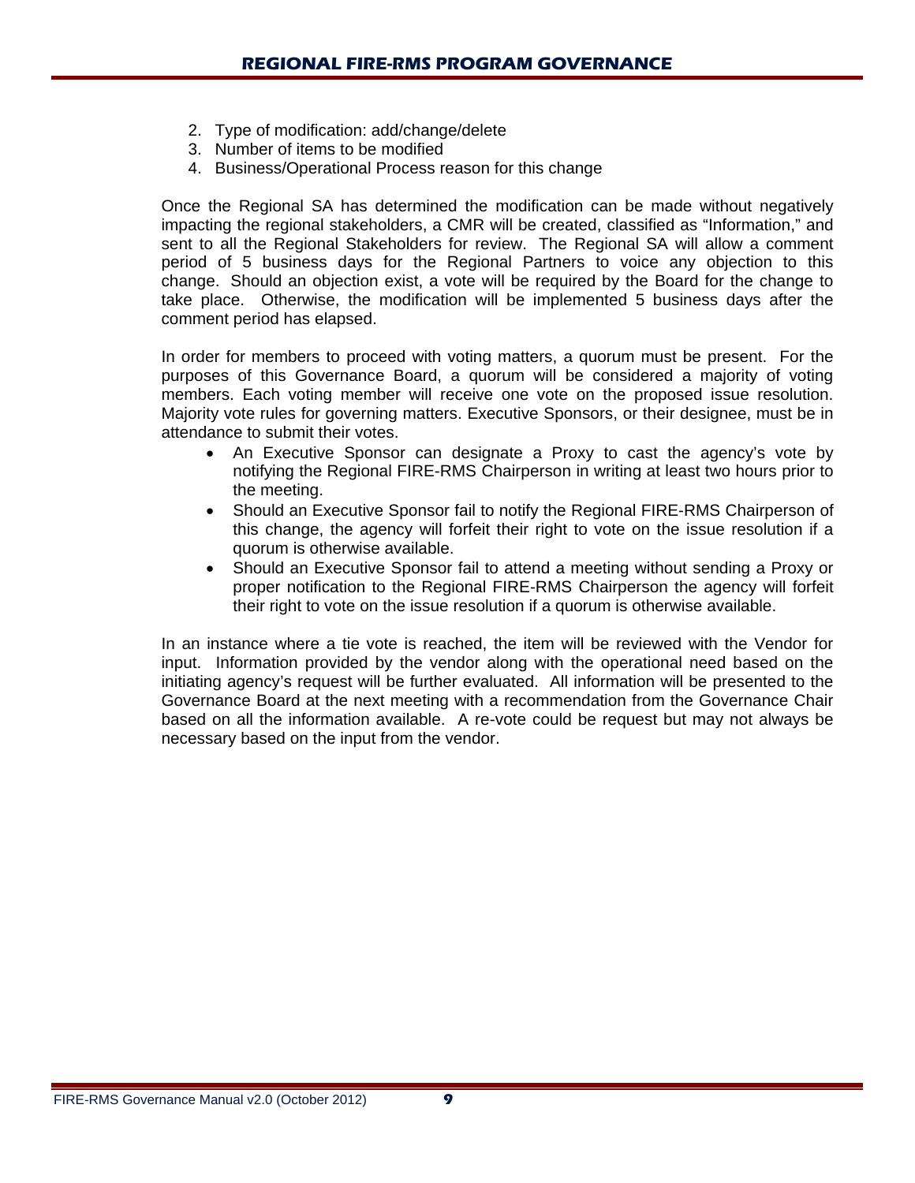2. Type of modification: add/change/delete
3. Number of items to be modified
4. Business/Operational Process reason for this change

Once the Regional SA has determined the modification can be made without negatively impacting the regional stakeholders, a CMR will be created, classified as "Information," and sent to all the Regional Stakeholders for review. The Regional SA will allow a comment period of 5 business days for the Regional Partners to voice any objection to this change. Should an objection exist, a vote will be required by the Board for the change to take place. Otherwise, the modification will be implemented 5 business days after the comment period has elapsed.

In order for members to proceed with voting matters, a quorum must be present. For the purposes of this Governance Board, a quorum will be considered a majority of voting members. Each voting member will receive one vote on the proposed issue resolution. Majority vote rules for governing matters. Executive Sponsors, or their designee, must be in attendance to submit their votes.

- An Executive Sponsor can designate a Proxy to cast the agency's vote by notifying the Regional FIRE-RMS Chairperson in writing at least two hours prior to the meeting.
- Should an Executive Sponsor fail to notify the Regional FIRE-RMS Chairperson of this change, the agency will forfeit their right to vote on the issue resolution if a quorum is otherwise available.
- Should an Executive Sponsor fail to attend a meeting without sending a Proxy or proper notification to the Regional FIRE-RMS Chairperson the agency will forfeit their right to vote on the issue resolution if a quorum is otherwise available.

In an instance where a tie vote is reached, the item will be reviewed with the Vendor for input. Information provided by the vendor along with the operational need based on the initiating agency's request will be further evaluated. All information will be presented to the Governance Board at the next meeting with a recommendation from the Governance Chair based on all the information available. A re-vote could be request but may not always be necessary based on the input from the vendor.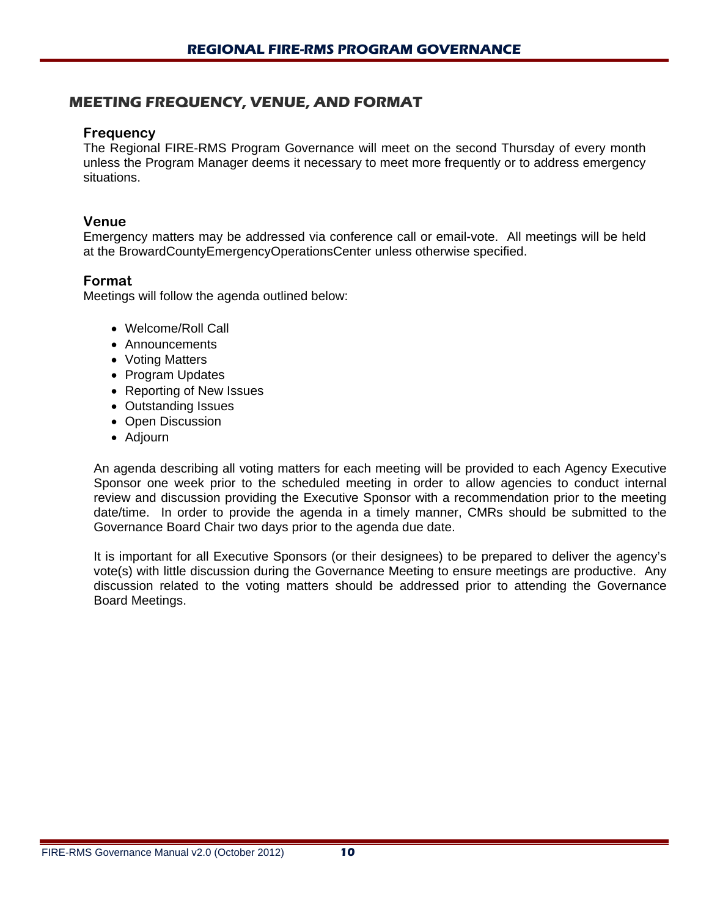## MEETING FREQUENCY, VENUE, AND FORMAT

### Frequency

The Regional FIRE-RMS Program Governance will meet on the second Thursday of every month unless the Program Manager deems it necessary to meet more frequently or to address emergency situations.

### Venue

Emergency matters may be addressed via conference call or email-vote. All meetings will be held at the BrowardCountyEmergencyOperationsCenter unless otherwise specified.

### Format

Meetings will follow the agenda outlined below:

- Welcome/Roll Call
- Announcements
- Voting Matters
- Program Updates
- Reporting of New Issues
- Outstanding Issues
- Open Discussion
- Adjourn

An agenda describing all voting matters for each meeting will be provided to each Agency Executive Sponsor one week prior to the scheduled meeting in order to allow agencies to conduct internal review and discussion providing the Executive Sponsor with a recommendation prior to the meeting date/time. In order to provide the agenda in a timely manner, CMRs should be submitted to the Governance Board Chair two days prior to the agenda due date.

It is important for all Executive Sponsors (or their designees) to be prepared to deliver the agency's vote(s) with little discussion during the Governance Meeting to ensure meetings are productive. Any discussion related to the voting matters should be addressed prior to attending the Governance Board Meetings.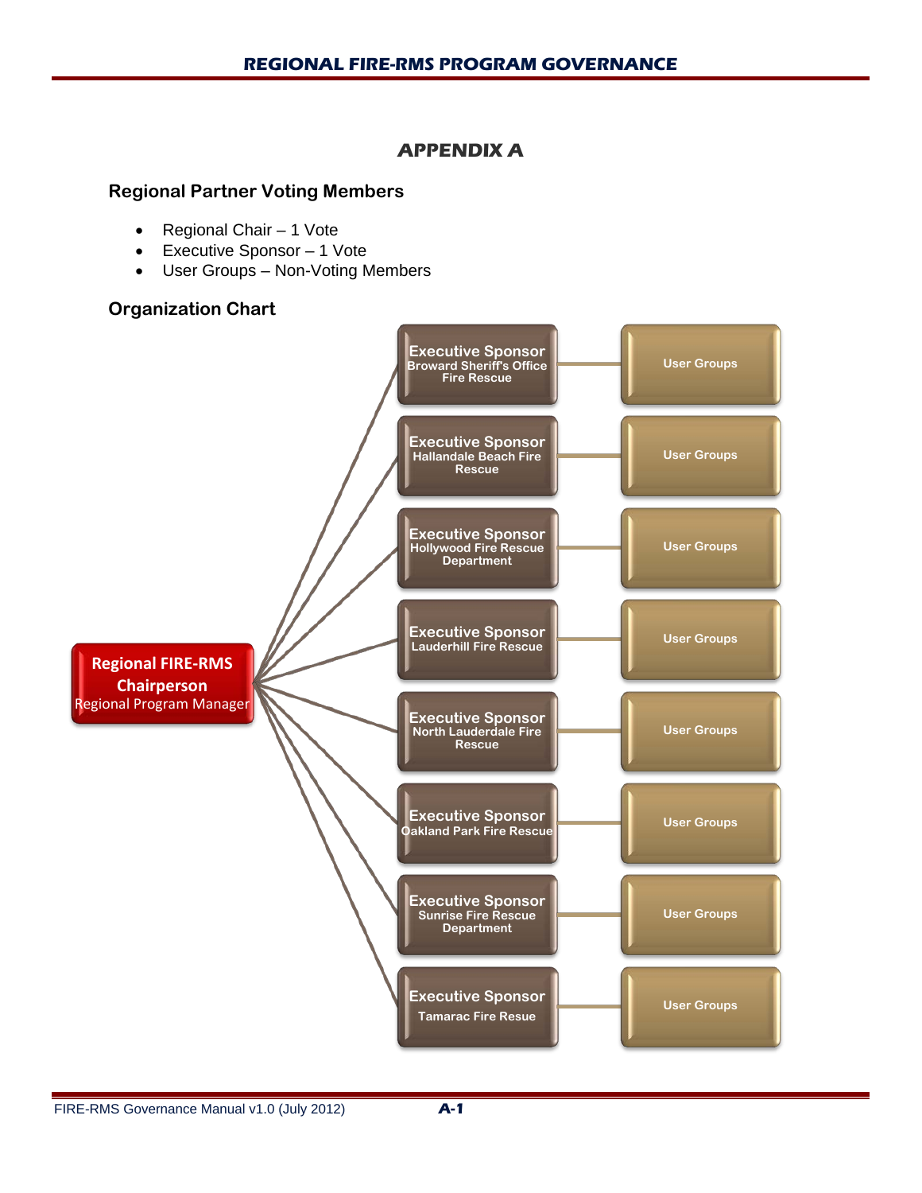# APPENDIX A

## Regional Partner Voting Members

- Regional Chair – 1 Vote
- Executive Sponsor – 1 Vote
- User Groups – Non-Voting Members

## Organization Chart

**Regional FIRE-RMS Chairperson**
Regional Program Manager

- **Executive Sponsor** – Broward Sheriff's Office Fire Rescue → User Groups
- **Executive Sponsor** – Hallandale Beach Fire Rescue → User Groups
- **Executive Sponsor** – Hollywood Fire Rescue Department → User Groups
- **Executive Sponsor** – Lauderhill Fire Rescue → User Groups
- **Executive Sponsor** – North Lauderdale Fire Rescue → User Groups
- **Executive Sponsor** – Oakland Park Fire Rescue → User Groups
- **Executive Sponsor** – Sunrise Fire Rescue Department → User Groups
- **Executive Sponsor** – Tamarac Fire Resue → User Groups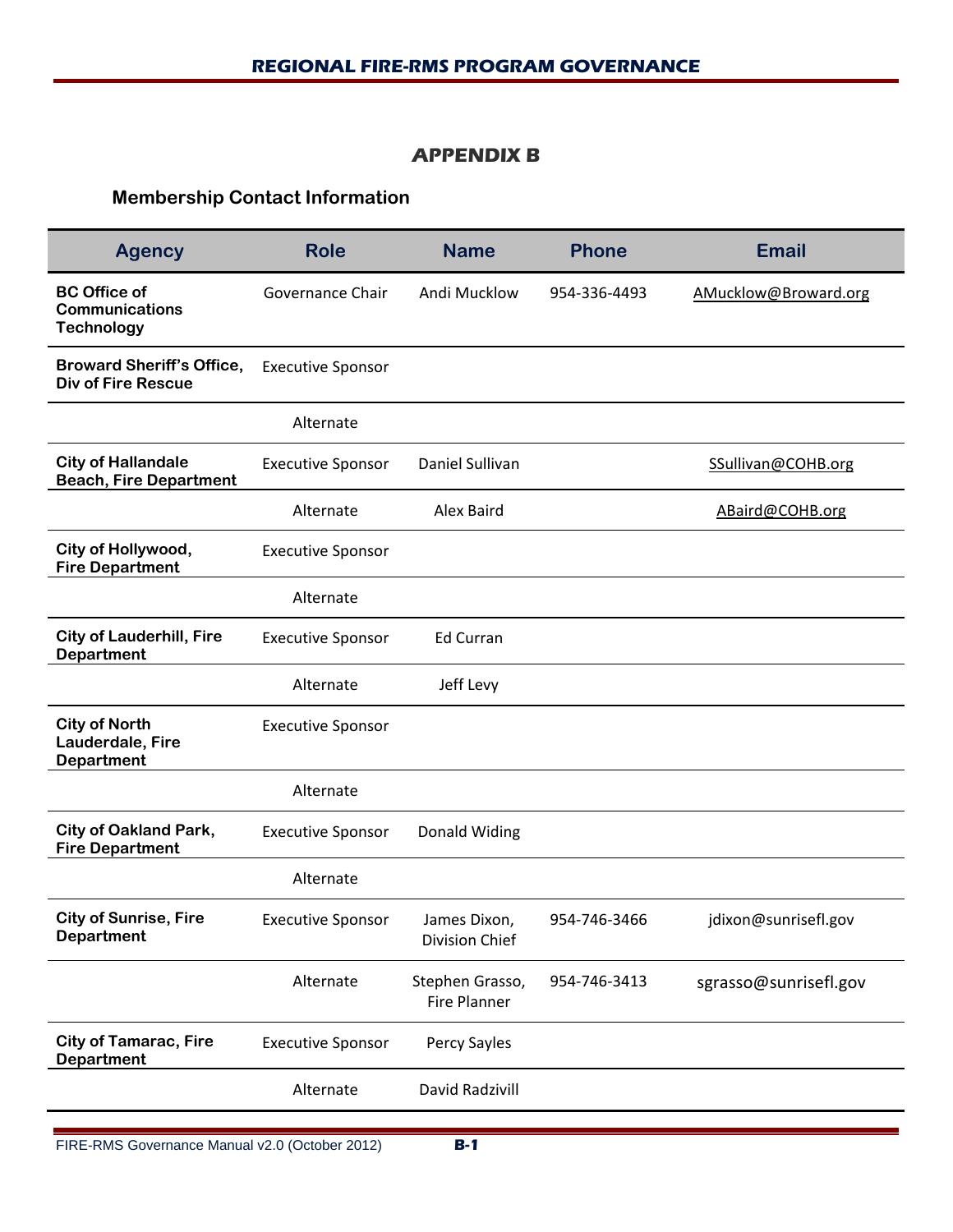# APPENDIX B

## Membership Contact Information

| Agency | Role | Name | Phone | Email |
|---|---|---|---|---|
| **BC Office of Communications Technology** | Governance Chair | Andi Mucklow | 954-336-4493 | AMucklow@Broward.org |
| **Broward Sheriff's Office, Div of Fire Rescue** | Executive Sponsor | | | |
| | Alternate | | | |
| **City of Hallandale Beach, Fire Department** | Executive Sponsor | Daniel Sullivan | | SSullivan@COHB.org |
| | Alternate | Alex Baird | | ABaird@COHB.org |
| **City of Hollywood, Fire Department** | Executive Sponsor | | | |
| | Alternate | | | |
| **City of Lauderhill, Fire Department** | Executive Sponsor | Ed Curran | | |
| | Alternate | Jeff Levy | | |
| **City of North Lauderdale, Fire Department** | Executive Sponsor | | | |
| | Alternate | | | |
| **City of Oakland Park, Fire Department** | Executive Sponsor | Donald Widing | | |
| | Alternate | | | |
| **City of Sunrise, Fire Department** | Executive Sponsor | James Dixon, Division Chief | 954-746-3466 | jdixon@sunrisefl.gov |
| | Alternate | Stephen Grasso, Fire Planner | 954-746-3413 | sgrasso@sunrisefl.gov |
| **City of Tamarac, Fire Department** | Executive Sponsor | Percy Sayles | | |
| | Alternate | David Radzivill | | |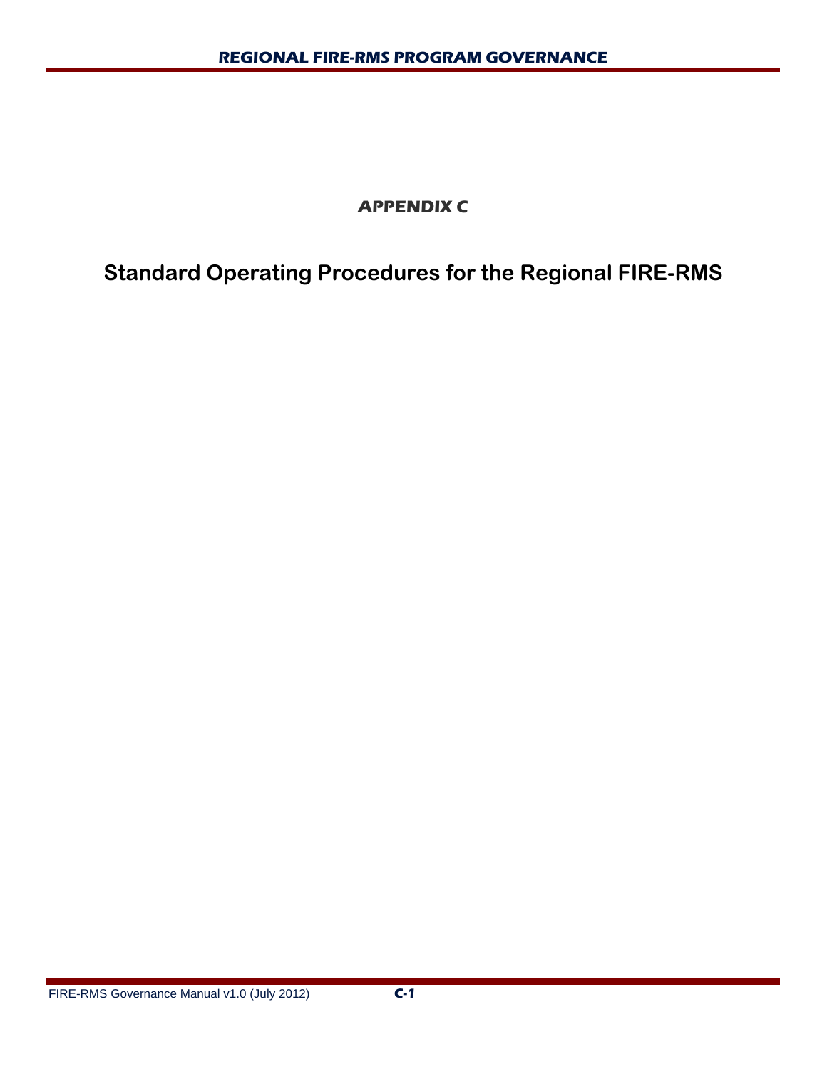**APPENDIX C**

# Standard Operating Procedures for the Regional FIRE-RMS